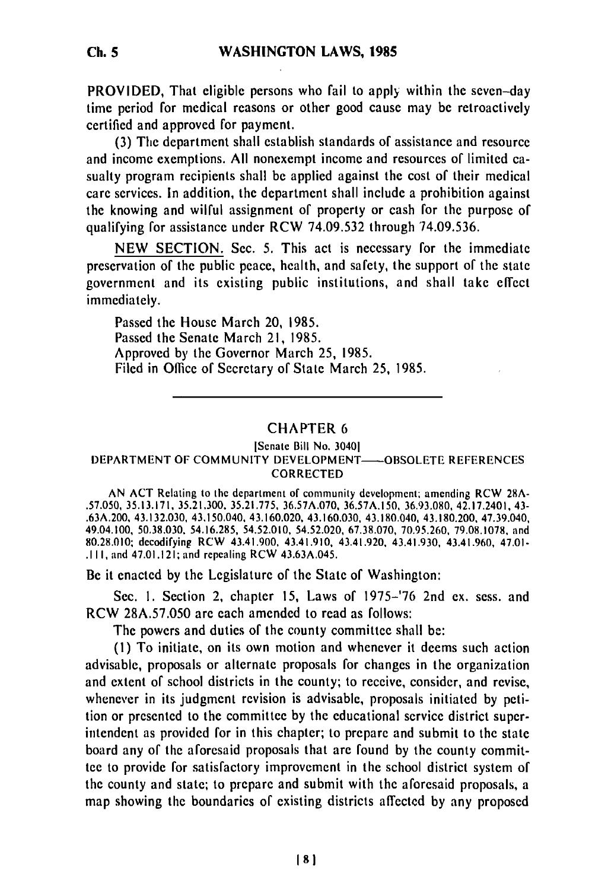PROVIDED, That eligible persons who fail to apply within the seven-day time period for medical reasons or other good cause may be retroactively certified and approved for payment.

(3) The department shall establish standards of assistance and resource and income exemptions. All nonexempt income and resources of limited casualty program recipients shall be applied against the cost of their medical care services. In addition, the department shall include a prohibition against the knowing and wilful assignment of property or cash for the purpose of qualifying for assistance under RCW 74.09.532 through 74.09.536.

NEW SECTION. Sec. 5. This act is necessary for the immediate preservation of the public peace, health, and safety, the support of the state government and its existing public institutions, and shall take effect immediately.

Passed the House March 20, 1985.
Passed the Senate March 21, 1985.
Approved by the Governor March 25, 1985.
Filed in Office of Secretary of State March 25, 1985.

---

## CHAPTER 6

[Senate Bill No. 3040]

### DEPARTMENT OF COMMUNITY DEVELOPMENT——OBSOLETE REFERENCES CORRECTED

AN ACT Relating to the department of community development; amending RCW 28A-.57.050, 35.13.171, 35.21.300, 35.21.775, 36.57A.070, 36.57A.150, 36.93.080, 42.17.2401, 43-.63A.200, 43.132.030, 43.150.040, 43.160.020, 43.160.030, 43.180.040, 43.180.200, 47.39.040, 49.04.100, 50.38.030, 54.16.285, 54.52.010, 54.52.020, 67.38.070, 70.95.260, 79.08.1078, and 80.28.010; decodifying RCW 43.41.900, 43.41.910, 43.41.920, 43.41.930, 43.41.960, 47.01-.111, and 47.01.121; and repealing RCW 43.63A.045.

Be it enacted by the Legislature of the State of Washington:

Sec. 1. Section 2, chapter 15, Laws of 1975-'76 2nd ex. sess. and RCW 28A.57.050 are each amended to read as follows:

The powers and duties of the county committee shall be:

(1) To initiate, on its own motion and whenever it deems such action advisable, proposals or alternate proposals for changes in the organization and extent of school districts in the county; to receive, consider, and revise, whenever in its judgment revision is advisable, proposals initiated by petition or presented to the committee by the educational service district superintendent as provided for in this chapter; to prepare and submit to the state board any of the aforesaid proposals that are found by the county committee to provide for satisfactory improvement in the school district system of the county and state; to prepare and submit with the aforesaid proposals, a map showing the boundaries of existing districts affected by any proposed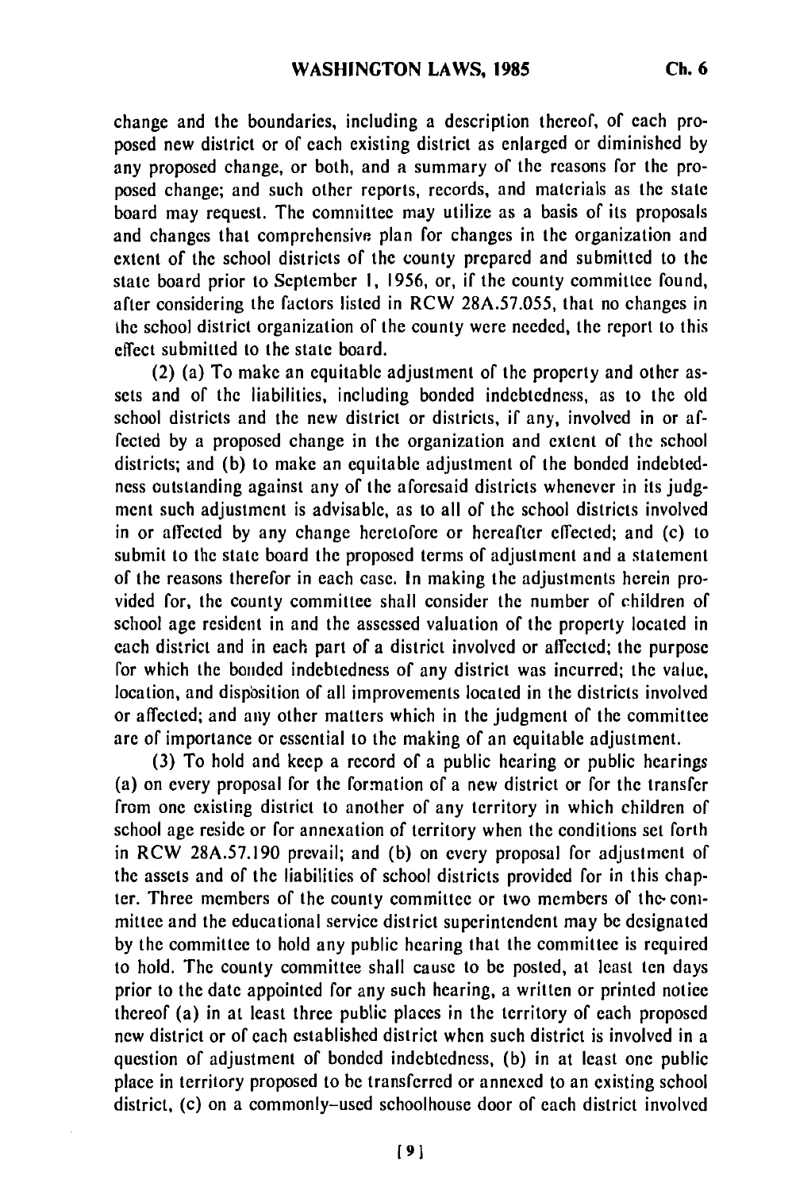change and the boundaries, including a description thereof, of each proposed new district or of each existing district as enlarged or diminished by any proposed change, or both, and a summary of the reasons for the proposed change; and such other reports, records, and materials as the state board may request. The committee may utilize as a basis of its proposals and changes that comprehensive plan for changes in the organization and extent of the school districts of the county prepared and submitted to the state board prior to September 1, 1956, or, if the county committee found, after considering the factors listed in RCW 28A.57.055, that no changes in the school district organization of the county were needed, the report to this effect submitted to the state board.

(2) (a) To make an equitable adjustment of the property and other assets and of the liabilities, including bonded indebtedness, as to the old school districts and the new district or districts, if any, involved in or affected by a proposed change in the organization and extent of the school districts; and (b) to make an equitable adjustment of the bonded indebtedness outstanding against any of the aforesaid districts whenever in its judgment such adjustment is advisable, as to all of the school districts involved in or affected by any change heretofore or hereafter effected; and (c) to submit to the state board the proposed terms of adjustment and a statement of the reasons therefor in each case. In making the adjustments herein provided for, the county committee shall consider the number of children of school age resident in and the assessed valuation of the property located in each district and in each part of a district involved or affected; the purpose for which the bonded indebtedness of any district was incurred; the value, location, and disposition of all improvements located in the districts involved or affected; and any other matters which in the judgment of the committee are of importance or essential to the making of an equitable adjustment.

(3) To hold and keep a record of a public hearing or public hearings (a) on every proposal for the formation of a new district or for the transfer from one existing district to another of any territory in which children of school age reside or for annexation of territory when the conditions set forth in RCW 28A.57.190 prevail; and (b) on every proposal for adjustment of the assets and of the liabilities of school districts provided for in this chapter. Three members of the county committee or two members of the committee and the educational service district superintendent may be designated by the committee to hold any public hearing that the committee is required to hold. The county committee shall cause to be posted, at least ten days prior to the date appointed for any such hearing, a written or printed notice thereof (a) in at least three public places in the territory of each proposed new district or of each established district when such district is involved in a question of adjustment of bonded indebtedness, (b) in at least one public place in territory proposed to be transferred or annexed to an existing school district, (c) on a commonly-used schoolhouse door of each district involved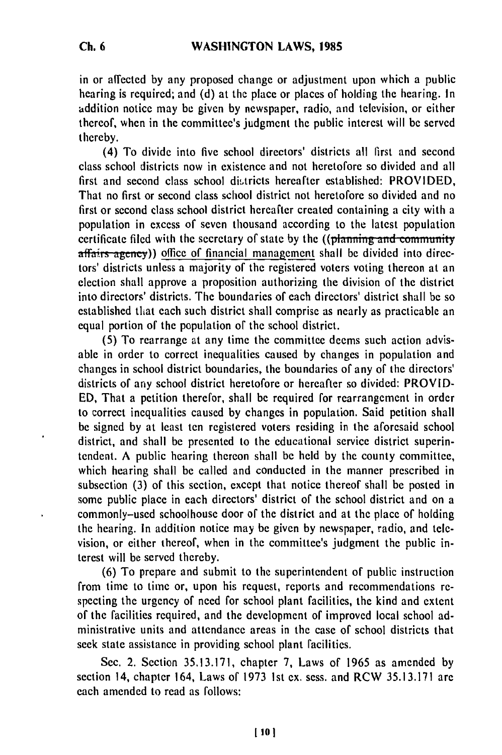in or affected by any proposed change or adjustment upon which a public hearing is required; and (d) at the place or places of holding the hearing. In addition notice may be given by newspaper, radio, and television, or either thereof, when in the committee's judgment the public interest will be served thereby.

(4) To divide into five school directors' districts all first and second class school districts now in existence and not heretofore so divided and all first and second class school districts hereafter established: PROVIDED, That no first or second class school district not heretofore so divided and no first or second class school district hereafter created containing a city with a population in excess of seven thousand according to the latest population certificate filed with the secretary of state by the ((~~planning and community affairs agency~~)) office of financial management shall be divided into directors' districts unless a majority of the registered voters voting thereon at an election shall approve a proposition authorizing the division of the district into directors' districts. The boundaries of each directors' district shall be so established that each such district shall comprise as nearly as practicable an equal portion of the population of the school district.

(5) To rearrange at any time the committee deems such action advisable in order to correct inequalities caused by changes in population and changes in school district boundaries, the boundaries of any of the directors' districts of any school district heretofore or hereafter so divided: PROVIDED, That a petition therefor, shall be required for rearrangement in order to correct inequalities caused by changes in population. Said petition shall be signed by at least ten registered voters residing in the aforesaid school district, and shall be presented to the educational service district superintendent. A public hearing thereon shall be held by the county committee, which hearing shall be called and conducted in the manner prescribed in subsection (3) of this section, except that notice thereof shall be posted in some public place in each directors' district of the school district and on a commonly-used schoolhouse door of the district and at the place of holding the hearing. In addition notice may be given by newspaper, radio, and television, or either thereof, when in the committee's judgment the public interest will be served thereby.

(6) To prepare and submit to the superintendent of public instruction from time to time or, upon his request, reports and recommendations respecting the urgency of need for school plant facilities, the kind and extent of the facilities required, and the development of improved local school administrative units and attendance areas in the case of school districts that seek state assistance in providing school plant facilities.

Sec. 2. Section 35.13.171, chapter 7, Laws of 1965 as amended by section 14, chapter 164, Laws of 1973 1st ex. sess. and RCW 35.13.171 are each amended to read as follows: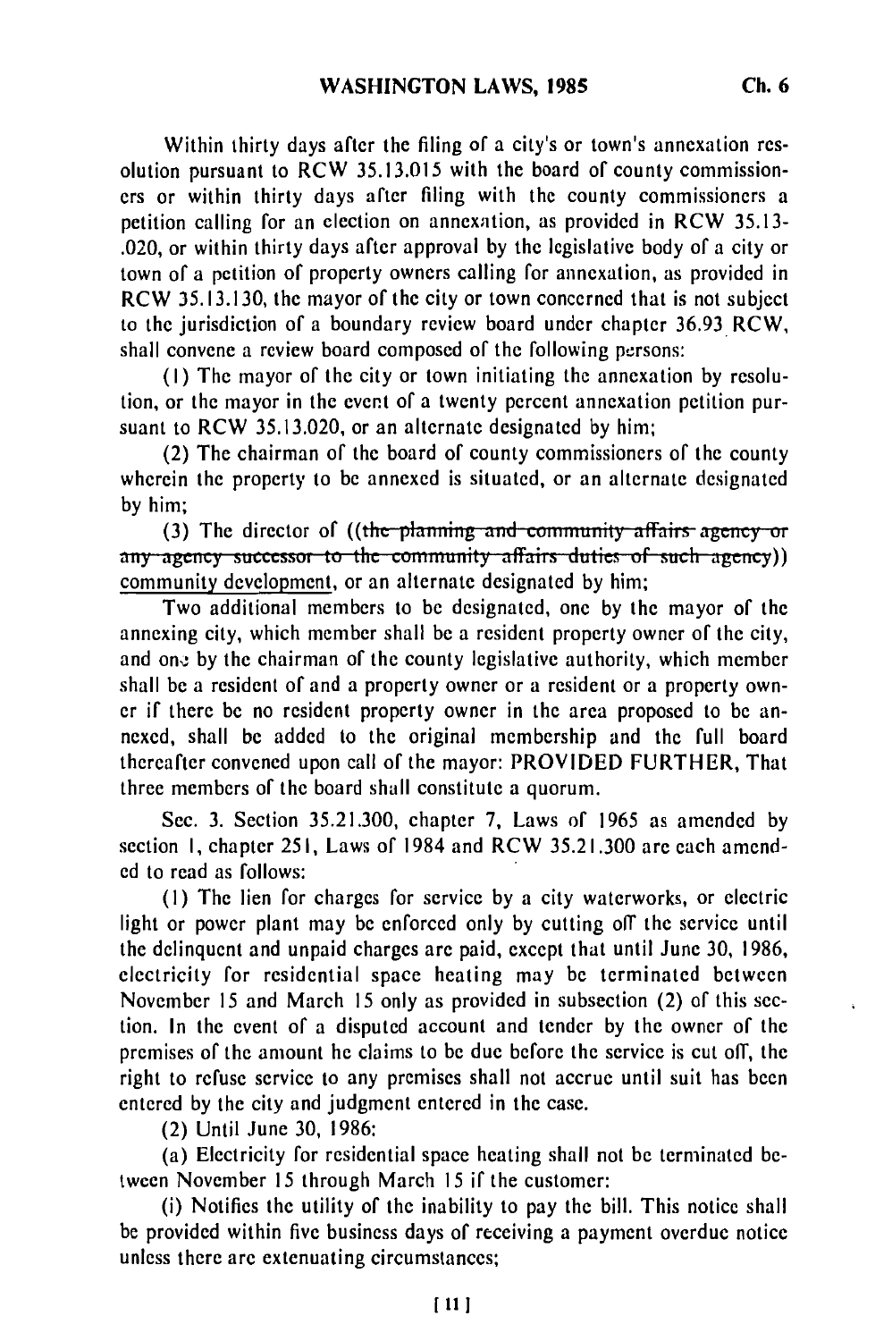Within thirty days after the filing of a city's or town's annexation resolution pursuant to RCW 35.13.015 with the board of county commissioners or within thirty days after filing with the county commissioners a petition calling for an election on annexation, as provided in RCW 35.13-.020, or within thirty days after approval by the legislative body of a city or town of a petition of property owners calling for annexation, as provided in RCW 35.13.130, the mayor of the city or town concerned that is not subject to the jurisdiction of a boundary review board under chapter 36.93 RCW, shall convene a review board composed of the following persons:

(1) The mayor of the city or town initiating the annexation by resolution, or the mayor in the event of a twenty percent annexation petition pursuant to RCW 35.13.020, or an alternate designated by him;

(2) The chairman of the board of county commissioners of the county wherein the property to be annexed is situated, or an alternate designated by him;

(3) The director of ((~~the planning and community affairs agency or any agency successor to the community affairs duties of such agency~~)) community development, or an alternate designated by him;

Two additional members to be designated, one by the mayor of the annexing city, which member shall be a resident property owner of the city, and one by the chairman of the county legislative authority, which member shall be a resident of and a property owner or a resident or a property owner if there be no resident property owner in the area proposed to be annexed, shall be added to the original membership and the full board thereafter convened upon call of the mayor: PROVIDED FURTHER, That three members of the board shall constitute a quorum.

Sec. 3. Section 35.21.300, chapter 7, Laws of 1965 as amended by section 1, chapter 251, Laws of 1984 and RCW 35.21.300 are each amended to read as follows:

(1) The lien for charges for service by a city waterworks, or electric light or power plant may be enforced only by cutting off the service until the delinquent and unpaid charges are paid, except that until June 30, 1986, electricity for residential space heating may be terminated between November 15 and March 15 only as provided in subsection (2) of this section. In the event of a disputed account and tender by the owner of the premises of the amount he claims to be due before the service is cut off, the right to refuse service to any premises shall not accrue until suit has been entered by the city and judgment entered in the case.

(2) Until June 30, 1986:

(a) Electricity for residential space heating shall not be terminated between November 15 through March 15 if the customer:

(i) Notifies the utility of the inability to pay the bill. This notice shall be provided within five business days of receiving a payment overdue notice unless there are extenuating circumstances;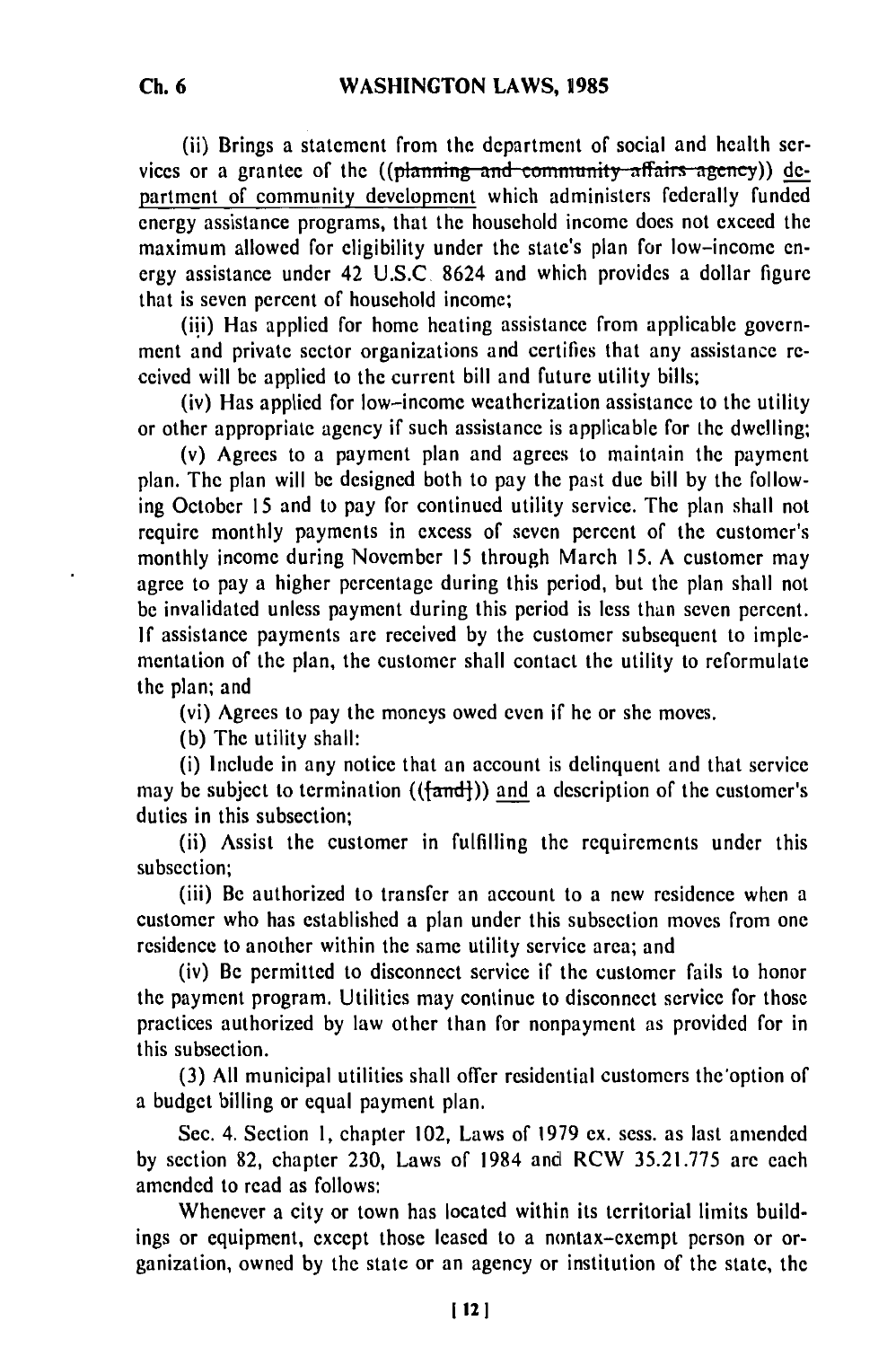(ii) Brings a statement from the department of social and health services or a grantee of the ((~~planning and community affairs agency~~)) department of community development which administers federally funded energy assistance programs, that the household income does not exceed the maximum allowed for eligibility under the state's plan for low-income energy assistance under 42 U.S.C. 8624 and which provides a dollar figure that is seven percent of household income;

(iii) Has applied for home heating assistance from applicable government and private sector organizations and certifies that any assistance received will be applied to the current bill and future utility bills;

(iv) Has applied for low-income weatherization assistance to the utility or other appropriate agency if such assistance is applicable for the dwelling;

(v) Agrees to a payment plan and agrees to maintain the payment plan. The plan will be designed both to pay the past due bill by the following October 15 and to pay for continued utility service. The plan shall not require monthly payments in excess of seven percent of the customer's monthly income during November 15 through March 15. A customer may agree to pay a higher percentage during this period, but the plan shall not be invalidated unless payment during this period is less than seven percent. If assistance payments are received by the customer subsequent to implementation of the plan, the customer shall contact the utility to reformulate the plan; and

(vi) Agrees to pay the moneys owed even if he or she moves.

(b) The utility shall:

(i) Include in any notice that an account is delinquent and that service may be subject to termination ((~~[and]~~)) and a description of the customer's duties in this subsection;

(ii) Assist the customer in fulfilling the requirements under this subsection;

(iii) Be authorized to transfer an account to a new residence when a customer who has established a plan under this subsection moves from one residence to another within the same utility service area; and

(iv) Be permitted to disconnect service if the customer fails to honor the payment program. Utilities may continue to disconnect service for those practices authorized by law other than for nonpayment as provided for in this subsection.

(3) All municipal utilities shall offer residential customers the option of a budget billing or equal payment plan.

Sec. 4. Section 1, chapter 102, Laws of 1979 ex. sess. as last amended by section 82, chapter 230, Laws of 1984 and RCW 35.21.775 are each amended to read as follows:

Whenever a city or town has located within its territorial limits buildings or equipment, except those leased to a nontax-exempt person or organization, owned by the state or an agency or institution of the state, the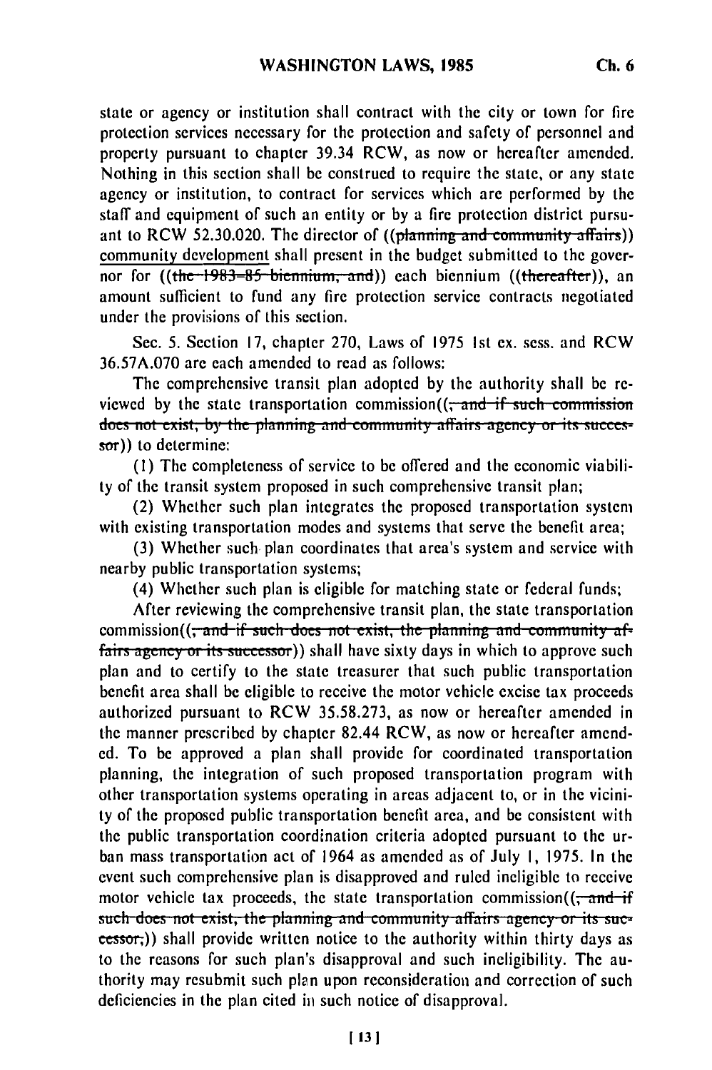state or agency or institution shall contract with the city or town for fire protection services necessary for the protection and safety of personnel and property pursuant to chapter 39.34 RCW, as now or hereafter amended. Nothing in this section shall be construed to require the state, or any state agency or institution, to contract for services which are performed by the staff and equipment of such an entity or by a fire protection district pursuant to RCW 52.30.020. The director of ((~~planning and community affairs~~)) community development shall present in the budget submitted to the governor for ((~~the 1983-85 biennium, and~~)) each biennium ((~~thereafter~~)), an amount sufficient to fund any fire protection service contracts negotiated under the provisions of this section.

Sec. 5. Section 17, chapter 270, Laws of 1975 1st ex. sess. and RCW 36.57A.070 are each amended to read as follows:

The comprehensive transit plan adopted by the authority shall be reviewed by the state transportation commission((~~, and if such commission does not exist, by the planning and community affairs agency or its successor~~)) to determine:

(1) The completeness of service to be offered and the economic viability of the transit system proposed in such comprehensive transit plan;

(2) Whether such plan integrates the proposed transportation system with existing transportation modes and systems that serve the benefit area;

(3) Whether such plan coordinates that area's system and service with nearby public transportation systems;

(4) Whether such plan is eligible for matching state or federal funds;

After reviewing the comprehensive transit plan, the state transportation commission((~~, and if such does not exist, the planning and community affairs agency or its successor~~)) shall have sixty days in which to approve such plan and to certify to the state treasurer that such public transportation benefit area shall be eligible to receive the motor vehicle excise tax proceeds authorized pursuant to RCW 35.58.273, as now or hereafter amended in the manner prescribed by chapter 82.44 RCW, as now or hereafter amended. To be approved a plan shall provide for coordinated transportation planning, the integration of such proposed transportation program with other transportation systems operating in areas adjacent to, or in the vicinity of the proposed public transportation benefit area, and be consistent with the public transportation coordination criteria adopted pursuant to the urban mass transportation act of 1964 as amended as of July 1, 1975. In the event such comprehensive plan is disapproved and ruled ineligible to receive motor vehicle tax proceeds, the state transportation commission((~~, and if such does not exist, the planning and community affairs agency or its successor,~~)) shall provide written notice to the authority within thirty days as to the reasons for such plan's disapproval and such ineligibility. The authority may resubmit such plan upon reconsideration and correction of such deficiencies in the plan cited in such notice of disapproval.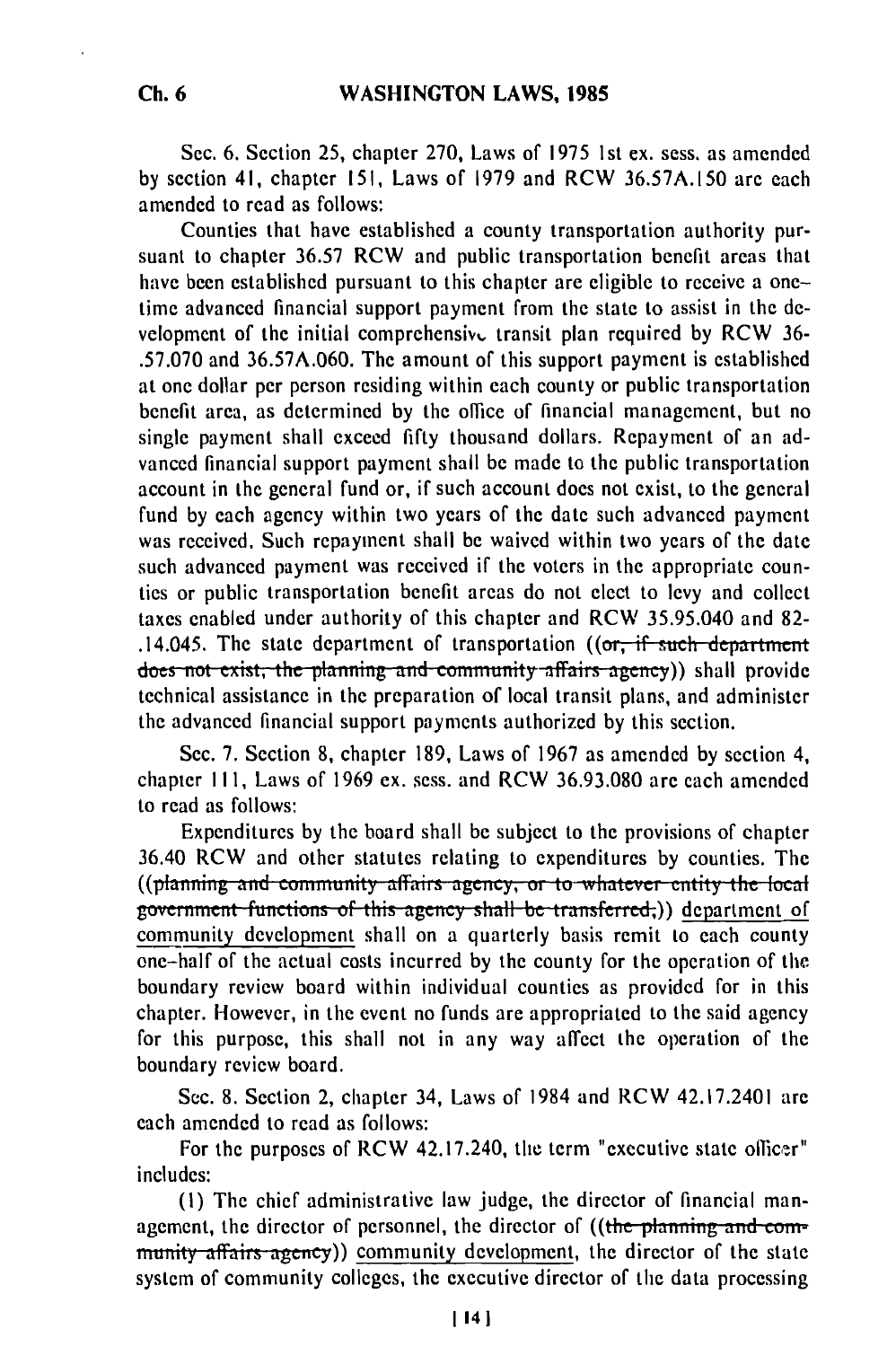Sec. 6. Section 25, chapter 270, Laws of 1975 1st ex. sess. as amended by section 41, chapter 151, Laws of 1979 and RCW 36.57A.150 are each amended to read as follows:

Counties that have established a county transportation authority pursuant to chapter 36.57 RCW and public transportation benefit areas that have been established pursuant to this chapter are eligible to receive a one-time advanced financial support payment from the state to assist in the development of the initial comprehensive transit plan required by RCW 36-.57.070 and 36.57A.060. The amount of this support payment is established at one dollar per person residing within each county or public transportation benefit area, as determined by the office of financial management, but no single payment shall exceed fifty thousand dollars. Repayment of an advanced financial support payment shall be made to the public transportation account in the general fund or, if such account does not exist, to the general fund by each agency within two years of the date such advanced payment was received. Such repayment shall be waived within two years of the date such advanced payment was received if the voters in the appropriate counties or public transportation benefit areas do not elect to levy and collect taxes enabled under authority of this chapter and RCW 35.95.040 and 82-.14.045. The state department of transportation ((~~or, if such department does not exist, the planning and community affairs agency~~)) shall provide technical assistance in the preparation of local transit plans, and administer the advanced financial support payments authorized by this section.

Sec. 7. Section 8, chapter 189, Laws of 1967 as amended by section 4, chapter 111, Laws of 1969 ex. sess. and RCW 36.93.080 are each amended to read as follows:

Expenditures by the board shall be subject to the provisions of chapter 36.40 RCW and other statutes relating to expenditures by counties. The ((~~planning and community affairs agency, or to whatever entity the local government functions of this agency shall be transferred,~~)) department of community development shall on a quarterly basis remit to each county one-half of the actual costs incurred by the county for the operation of the boundary review board within individual counties as provided for in this chapter. However, in the event no funds are appropriated to the said agency for this purpose, this shall not in any way affect the operation of the boundary review board.

Sec. 8. Section 2, chapter 34, Laws of 1984 and RCW 42.17.2401 are each amended to read as follows:

For the purposes of RCW 42.17.240, the term "executive state officer" includes:

(1) The chief administrative law judge, the director of financial management, the director of personnel, the director of ((~~the planning and community affairs agency~~)) community development, the director of the state system of community colleges, the executive director of the data processing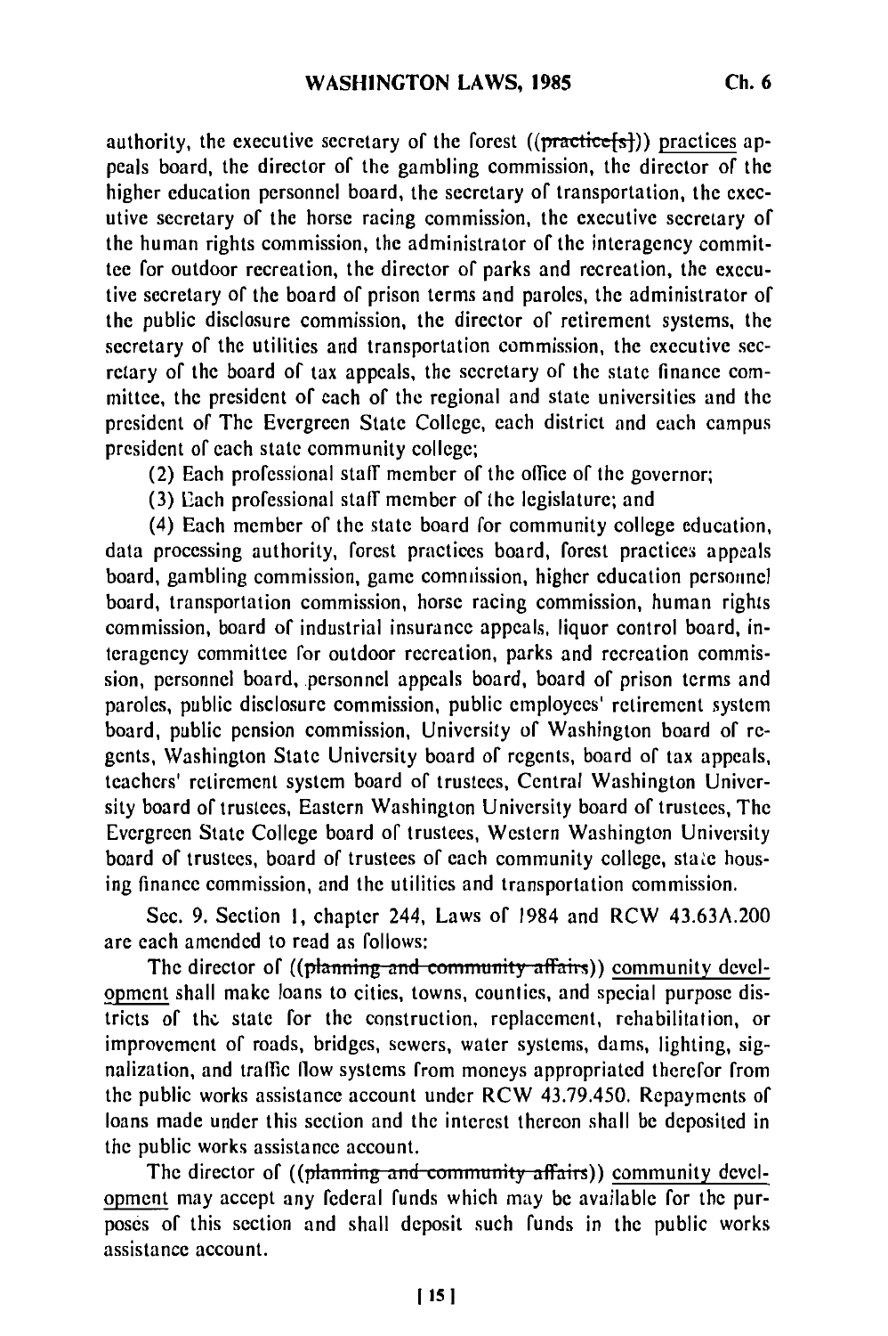authority, the executive secretary of the forest ((~~practice[s]~~)) practices appeals board, the director of the gambling commission, the director of the higher education personnel board, the secretary of transportation, the executive secretary of the horse racing commission, the executive secretary of the human rights commission, the administrator of the interagency committee for outdoor recreation, the director of parks and recreation, the executive secretary of the board of prison terms and paroles, the administrator of the public disclosure commission, the director of retirement systems, the secretary of the utilities and transportation commission, the executive secretary of the board of tax appeals, the secretary of the state finance committee, the president of each of the regional and state universities and the president of The Evergreen State College, each district and each campus president of each state community college;

(2) Each professional staff member of the office of the governor;

(3) Each professional staff member of the legislature; and

(4) Each member of the state board for community college education, data processing authority, forest practices board, forest practices appeals board, gambling commission, game commission, higher education personnel board, transportation commission, horse racing commission, human rights commission, board of industrial insurance appeals, liquor control board, interagency committee for outdoor recreation, parks and recreation commission, personnel board, personnel appeals board, board of prison terms and paroles, public disclosure commission, public employees' retirement system board, public pension commission, University of Washington board of regents, Washington State University board of regents, board of tax appeals, teachers' retirement system board of trustees, Central Washington University board of trustees, Eastern Washington University board of trustees, The Evergreen State College board of trustees, Western Washington University board of trustees, board of trustees of each community college, state housing finance commission, and the utilities and transportation commission.

Sec. 9. Section 1, chapter 244, Laws of 1984 and RCW 43.63A.200 are each amended to read as follows:

The director of ((~~planning and community affairs~~)) community development shall make loans to cities, towns, counties, and special purpose districts of the state for the construction, replacement, rehabilitation, or improvement of roads, bridges, sewers, water systems, dams, lighting, signalization, and traffic flow systems from moneys appropriated therefor from the public works assistance account under RCW 43.79.450. Repayments of loans made under this section and the interest thereon shall be deposited in the public works assistance account.

The director of ((~~planning and community affairs~~)) community development may accept any federal funds which may be available for the purposes of this section and shall deposit such funds in the public works assistance account.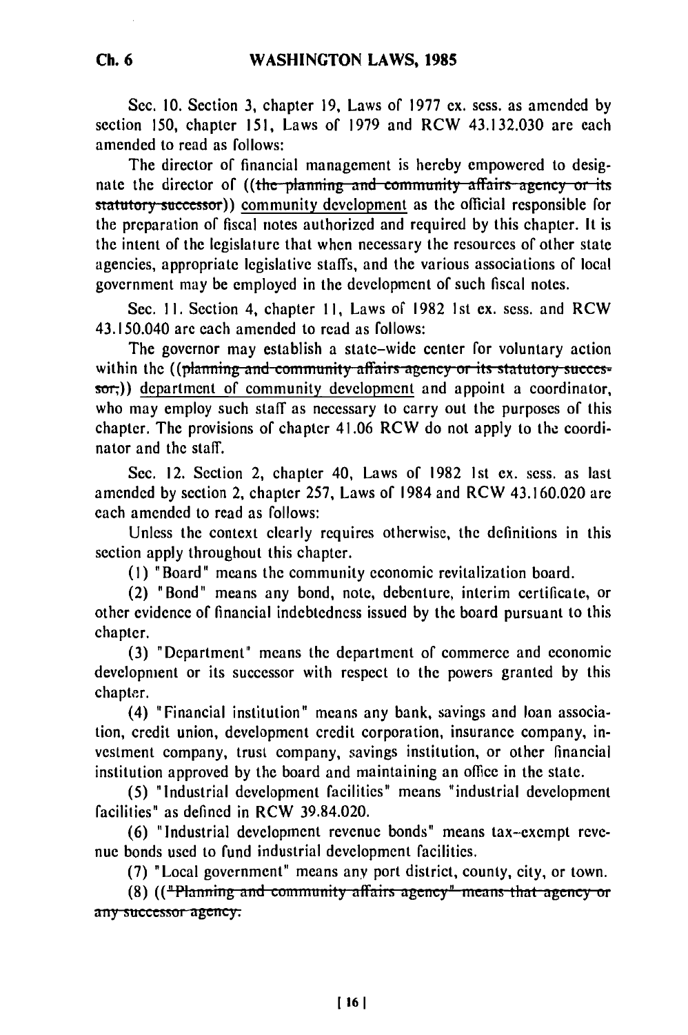Sec. 10. Section 3, chapter 19, Laws of 1977 ex. sess. as amended by section 150, chapter 151, Laws of 1979 and RCW 43.132.030 are each amended to read as follows:

The director of financial management is hereby empowered to designate the director of ((~~the planning and community affairs agency or its statutory successor~~)) community development as the official responsible for the preparation of fiscal notes authorized and required by this chapter. It is the intent of the legislature that when necessary the resources of other state agencies, appropriate legislative staffs, and the various associations of local government may be employed in the development of such fiscal notes.

Sec. 11. Section 4, chapter 11, Laws of 1982 1st ex. sess. and RCW 43.150.040 are each amended to read as follows:

The governor may establish a state-wide center for voluntary action within the ((~~planning and community affairs agency or its statutory successor,~~)) department of community development and appoint a coordinator, who may employ such staff as necessary to carry out the purposes of this chapter. The provisions of chapter 41.06 RCW do not apply to the coordinator and the staff.

Sec. 12. Section 2, chapter 40, Laws of 1982 1st ex. sess. as last amended by section 2, chapter 257, Laws of 1984 and RCW 43.160.020 are each amended to read as follows:

Unless the context clearly requires otherwise, the definitions in this section apply throughout this chapter.

(1) "Board" means the community economic revitalization board.

(2) "Bond" means any bond, note, debenture, interim certificate, or other evidence of financial indebtedness issued by the board pursuant to this chapter.

(3) "Department" means the department of commerce and economic development or its successor with respect to the powers granted by this chapter.

(4) "Financial institution" means any bank, savings and loan association, credit union, development credit corporation, insurance company, investment company, trust company, savings institution, or other financial institution approved by the board and maintaining an office in the state.

(5) "Industrial development facilities" means "industrial development facilities" as defined in RCW 39.84.020.

(6) "Industrial development revenue bonds" means tax-exempt revenue bonds used to fund industrial development facilities.

(7) "Local government" means any port district, county, city, or town.

(8) ((~~"Planning and community affairs agency" means that agency or any successor agency.~~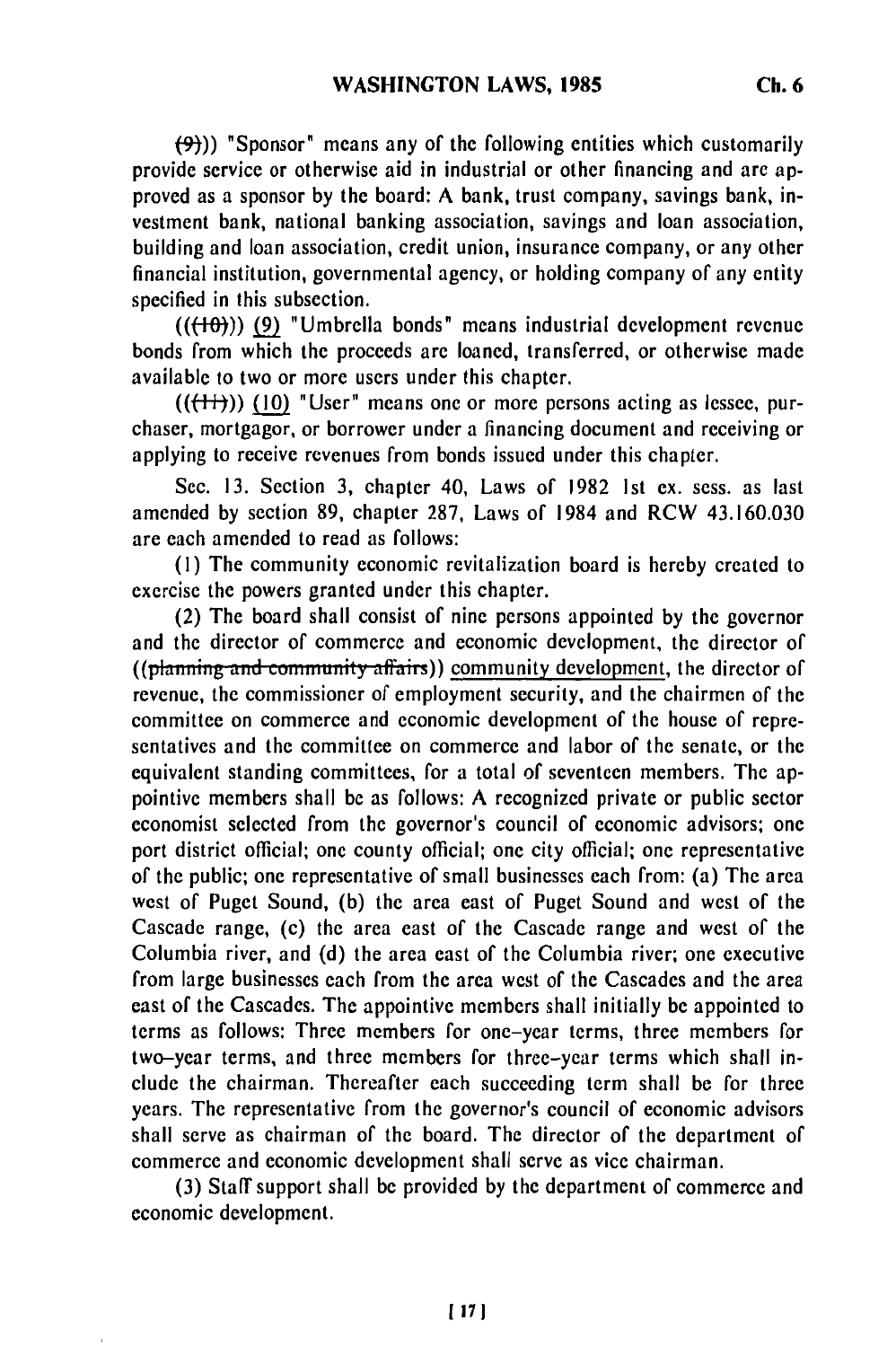(~~(9)~~)) "Sponsor" means any of the following entities which customarily provide service or otherwise aid in industrial or other financing and are approved as a sponsor by the board: A bank, trust company, savings bank, investment bank, national banking association, savings and loan association, building and loan association, credit union, insurance company, or any other financial institution, governmental agency, or holding company of any entity specified in this subsection.

((~~(10)~~)) (9) "Umbrella bonds" means industrial development revenue bonds from which the proceeds are loaned, transferred, or otherwise made available to two or more users under this chapter.

((~~(11)~~)) (10) "User" means one or more persons acting as lessee, purchaser, mortgagor, or borrower under a financing document and receiving or applying to receive revenues from bonds issued under this chapter.

Sec. 13. Section 3, chapter 40, Laws of 1982 1st ex. sess. as last amended by section 89, chapter 287, Laws of 1984 and RCW 43.160.030 are each amended to read as follows:

(1) The community economic revitalization board is hereby created to exercise the powers granted under this chapter.

(2) The board shall consist of nine persons appointed by the governor and the director of commerce and economic development, the director of ((~~planning and community affairs~~)) community development, the director of revenue, the commissioner of employment security, and the chairmen of the committee on commerce and economic development of the house of representatives and the committee on commerce and labor of the senate, or the equivalent standing committees, for a total of seventeen members. The appointive members shall be as follows: A recognized private or public sector economist selected from the governor's council of economic advisors; one port district official; one county official; one city official; one representative of the public; one representative of small businesses each from: (a) The area west of Puget Sound, (b) the area east of Puget Sound and west of the Cascade range, (c) the area east of the Cascade range and west of the Columbia river, and (d) the area east of the Columbia river; one executive from large businesses each from the area west of the Cascades and the area east of the Cascades. The appointive members shall initially be appointed to terms as follows: Three members for one-year terms, three members for two-year terms, and three members for three-year terms which shall include the chairman. Thereafter each succeeding term shall be for three years. The representative from the governor's council of economic advisors shall serve as chairman of the board. The director of the department of commerce and economic development shall serve as vice chairman.

(3) Staff support shall be provided by the department of commerce and economic development.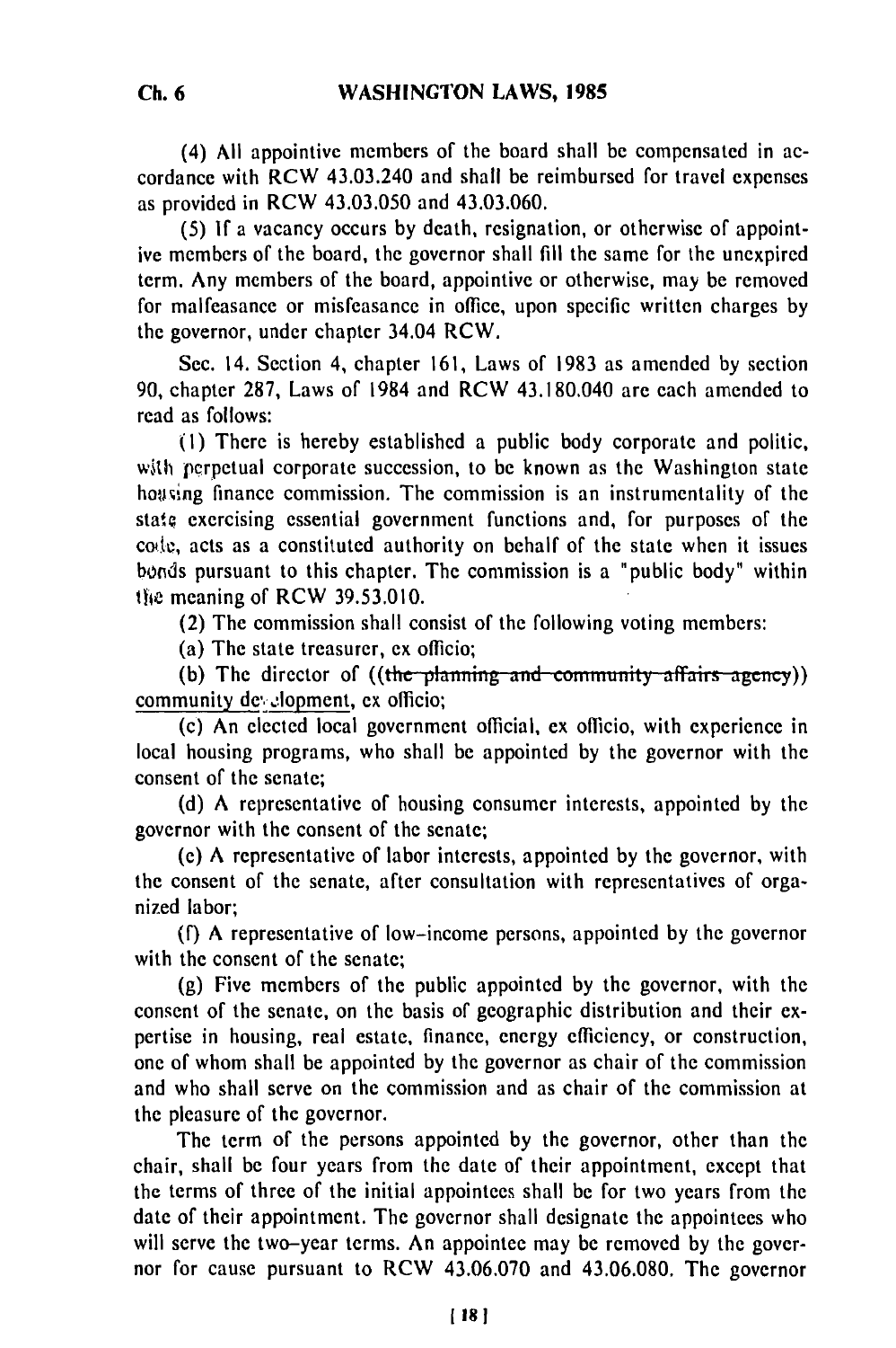(4) All appointive members of the board shall be compensated in accordance with RCW 43.03.240 and shall be reimbursed for travel expenses as provided in RCW 43.03.050 and 43.03.060.

(5) If a vacancy occurs by death, resignation, or otherwise of appointive members of the board, the governor shall fill the same for the unexpired term. Any members of the board, appointive or otherwise, may be removed for malfeasance or misfeasance in office, upon specific written charges by the governor, under chapter 34.04 RCW.

Sec. 14. Section 4, chapter 161, Laws of 1983 as amended by section 90, chapter 287, Laws of 1984 and RCW 43.180.040 are each amended to read as follows:

(1) There is hereby established a public body corporate and politic, with perpetual corporate succession, to be known as the Washington state housing finance commission. The commission is an instrumentality of the state exercising essential government functions and, for purposes of the code, acts as a constituted authority on behalf of the state when it issues bonds pursuant to this chapter. The commission is a "public body" within the meaning of RCW 39.53.010.

(2) The commission shall consist of the following voting members:

(a) The state treasurer, ex officio;

(b) The director of ((~~the planning and community affairs agency~~)) community development, ex officio;

(c) An elected local government official, ex officio, with experience in local housing programs, who shall be appointed by the governor with the consent of the senate;

(d) A representative of housing consumer interests, appointed by the governor with the consent of the senate;

(e) A representative of labor interests, appointed by the governor, with the consent of the senate, after consultation with representatives of organized labor;

(f) A representative of low-income persons, appointed by the governor with the consent of the senate;

(g) Five members of the public appointed by the governor, with the consent of the senate, on the basis of geographic distribution and their expertise in housing, real estate, finance, energy efficiency, or construction, one of whom shall be appointed by the governor as chair of the commission and who shall serve on the commission and as chair of the commission at the pleasure of the governor.

The term of the persons appointed by the governor, other than the chair, shall be four years from the date of their appointment, except that the terms of three of the initial appointees shall be for two years from the date of their appointment. The governor shall designate the appointees who will serve the two-year terms. An appointee may be removed by the governor for cause pursuant to RCW 43.06.070 and 43.06.080. The governor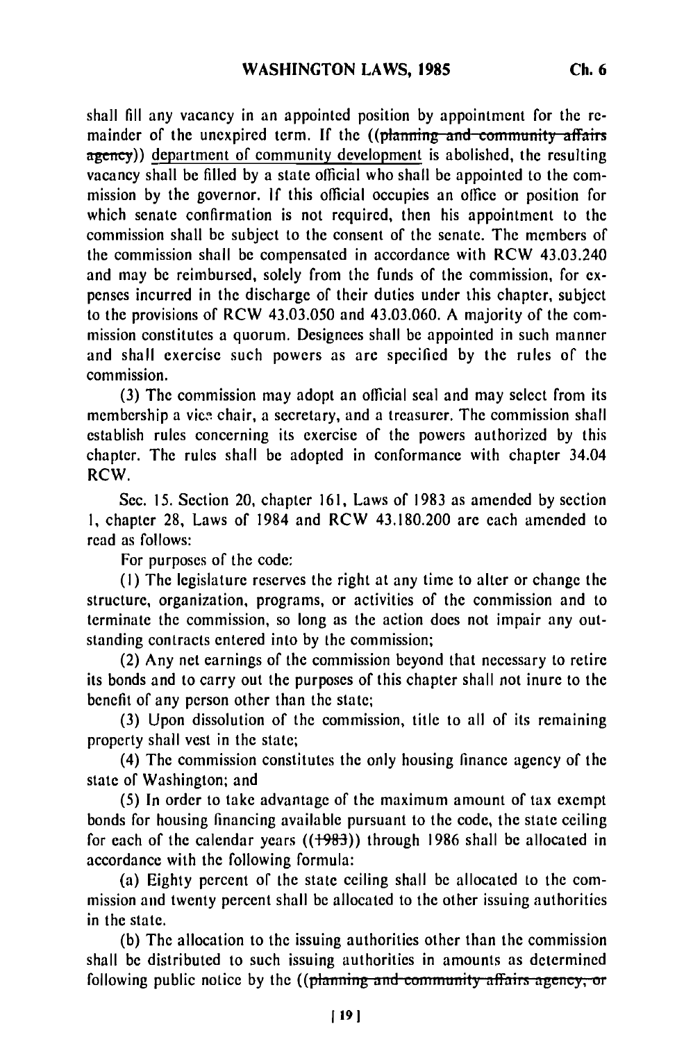shall fill any vacancy in an appointed position by appointment for the remainder of the unexpired term. If the ((~~planning and community affairs agency~~)) department of community development is abolished, the resulting vacancy shall be filled by a state official who shall be appointed to the commission by the governor. If this official occupies an office or position for which senate confirmation is not required, then his appointment to the commission shall be subject to the consent of the senate. The members of the commission shall be compensated in accordance with RCW 43.03.240 and may be reimbursed, solely from the funds of the commission, for expenses incurred in the discharge of their duties under this chapter, subject to the provisions of RCW 43.03.050 and 43.03.060. A majority of the commission constitutes a quorum. Designees shall be appointed in such manner and shall exercise such powers as are specified by the rules of the commission.

(3) The commission may adopt an official seal and may select from its membership a vice chair, a secretary, and a treasurer. The commission shall establish rules concerning its exercise of the powers authorized by this chapter. The rules shall be adopted in conformance with chapter 34.04 RCW.

Sec. 15. Section 20, chapter 161, Laws of 1983 as amended by section 1, chapter 28, Laws of 1984 and RCW 43.180.200 are each amended to read as follows:

For purposes of the code:

(1) The legislature reserves the right at any time to alter or change the structure, organization, programs, or activities of the commission and to terminate the commission, so long as the action does not impair any outstanding contracts entered into by the commission;

(2) Any net earnings of the commission beyond that necessary to retire its bonds and to carry out the purposes of this chapter shall not inure to the benefit of any person other than the state;

(3) Upon dissolution of the commission, title to all of its remaining property shall vest in the state;

(4) The commission constitutes the only housing finance agency of the state of Washington; and

(5) In order to take advantage of the maximum amount of tax exempt bonds for housing financing available pursuant to the code, the state ceiling for each of the calendar years ((~~1983~~)) through 1986 shall be allocated in accordance with the following formula:

(a) Eighty percent of the state ceiling shall be allocated to the commission and twenty percent shall be allocated to the other issuing authorities in the state.

(b) The allocation to the issuing authorities other than the commission shall be distributed to such issuing authorities in amounts as determined following public notice by the ((~~planning and community affairs agency, or~~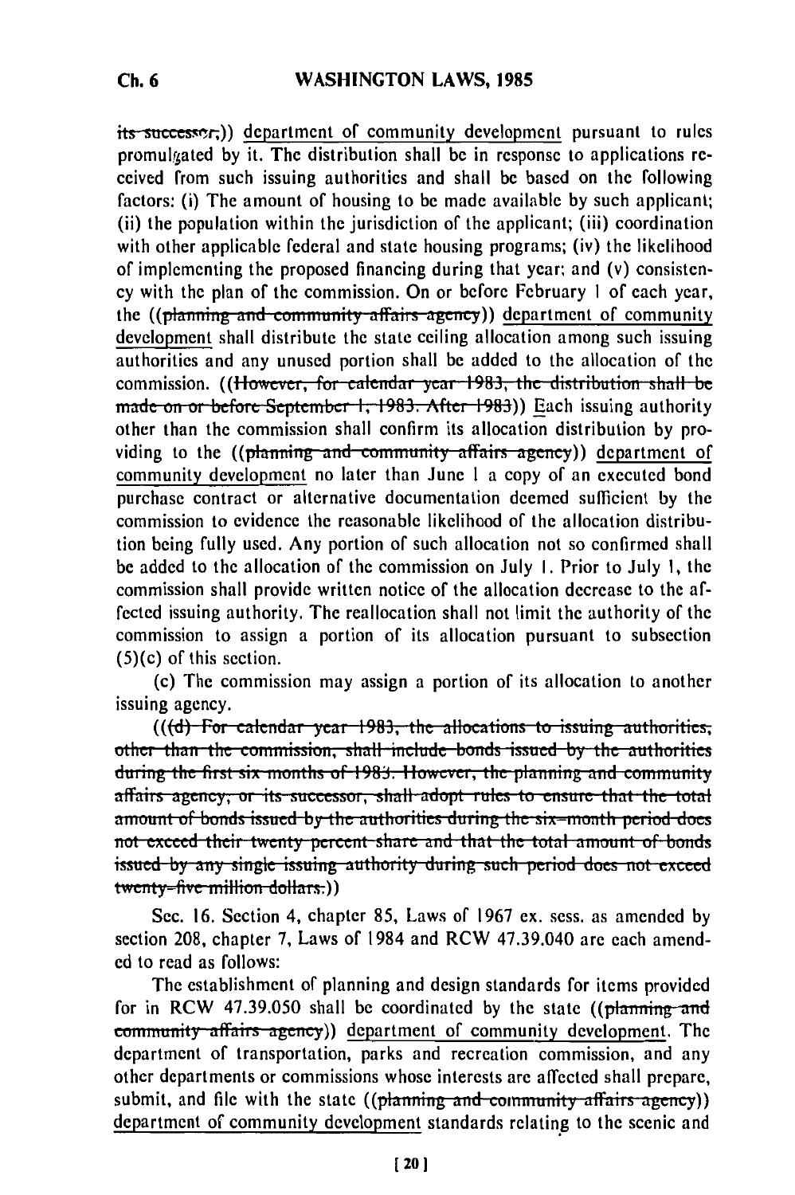its successor,)) department of community development pursuant to rules promulgated by it. The distribution shall be in response to applications received from such issuing authorities and shall be based on the following factors: (i) The amount of housing to be made available by such applicant; (ii) the population within the jurisdiction of the applicant; (iii) coordination with other applicable federal and state housing programs; (iv) the likelihood of implementing the proposed financing during that year; and (v) consistency with the plan of the commission. On or before February 1 of each year, the ((planning and community affairs agency)) department of community development shall distribute the state ceiling allocation among such issuing authorities and any unused portion shall be added to the allocation of the commission. ((However, for calendar year 1983, the distribution shall be made on or before September 1, 1983. After 1983)) Each issuing authority other than the commission shall confirm its allocation distribution by providing to the ((planning and community affairs agency)) department of community development no later than June 1 a copy of an executed bond purchase contract or alternative documentation deemed sufficient by the commission to evidence the reasonable likelihood of the allocation distribution being fully used. Any portion of such allocation not so confirmed shall be added to the allocation of the commission on July 1. Prior to July 1, the commission shall provide written notice of the allocation decrease to the affected issuing authority. The reallocation shall not limit the authority of the commission to assign a portion of its allocation pursuant to subsection (5)(c) of this section.

(c) The commission may assign a portion of its allocation to another issuing agency.

(((d) For calendar year 1983, the allocations to issuing authorities, other than the commission, shall include bonds issued by the authorities during the first six months of 1983. However, the planning and community affairs agency, or its successor, shall adopt rules to ensure that the total amount of bonds issued by the authorities during the six-month period does not exceed their twenty percent share and that the total amount of bonds issued by any single issuing authority during such period does not exceed twenty-five million dollars.))

Sec. 16. Section 4, chapter 85, Laws of 1967 ex. sess. as amended by section 208, chapter 7, Laws of 1984 and RCW 47.39.040 are each amended to read as follows:

The establishment of planning and design standards for items provided for in RCW 47.39.050 shall be coordinated by the state ((planning and community affairs agency)) department of community development. The department of transportation, parks and recreation commission, and any other departments or commissions whose interests are affected shall prepare, submit, and file with the state ((planning and community affairs agency)) department of community development standards relating to the scenic and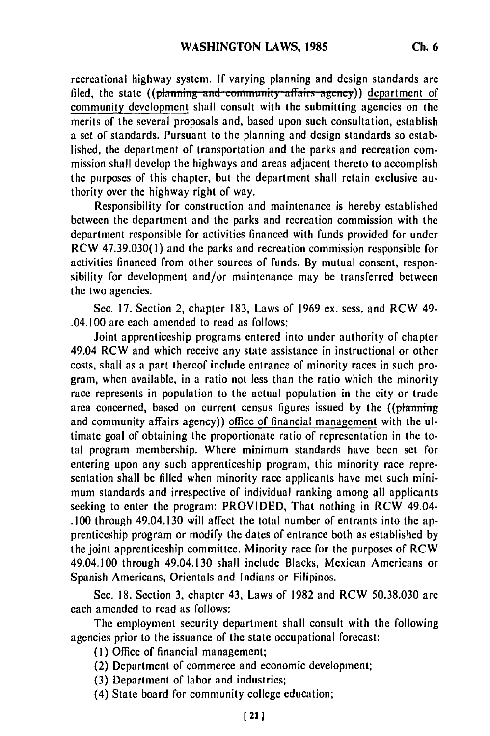recreational highway system. If varying planning and design standards are filed, the state ((~~planning and community affairs agency~~)) department of community development shall consult with the submitting agencies on the merits of the several proposals and, based upon such consultation, establish a set of standards. Pursuant to the planning and design standards so established, the department of transportation and the parks and recreation commission shall develop the highways and areas adjacent thereto to accomplish the purposes of this chapter, but the department shall retain exclusive authority over the highway right of way.

Responsibility for construction and maintenance is hereby established between the department and the parks and recreation commission with the department responsible for activities financed with funds provided for under RCW 47.39.030(1) and the parks and recreation commission responsible for activities financed from other sources of funds. By mutual consent, responsibility for development and/or maintenance may be transferred between the two agencies.

Sec. 17. Section 2, chapter 183, Laws of 1969 ex. sess. and RCW 49.04.100 are each amended to read as follows:

Joint apprenticeship programs entered into under authority of chapter 49.04 RCW and which receive any state assistance in instructional or other costs, shall as a part thereof include entrance of minority races in such program, when available, in a ratio not less than the ratio which the minority race represents in population to the actual population in the city or trade area concerned, based on current census figures issued by the ((~~planning and community affairs agency~~)) office of financial management with the ultimate goal of obtaining the proportionate ratio of representation in the total program membership. Where minimum standards have been set for entering upon any such apprenticeship program, this minority race representation shall be filled when minority race applicants have met such minimum standards and irrespective of individual ranking among all applicants seeking to enter the program: PROVIDED, That nothing in RCW 49.04.100 through 49.04.130 will affect the total number of entrants into the apprenticeship program or modify the dates of entrance both as established by the joint apprenticeship committee. Minority race for the purposes of RCW 49.04.100 through 49.04.130 shall include Blacks, Mexican Americans or Spanish Americans, Orientals and Indians or Filipinos.

Sec. 18. Section 3, chapter 43, Laws of 1982 and RCW 50.38.030 are each amended to read as follows:

The employment security department shall consult with the following agencies prior to the issuance of the state occupational forecast:

(1) Office of financial management;

(2) Department of commerce and economic development;

(3) Department of labor and industries;

(4) State board for community college education;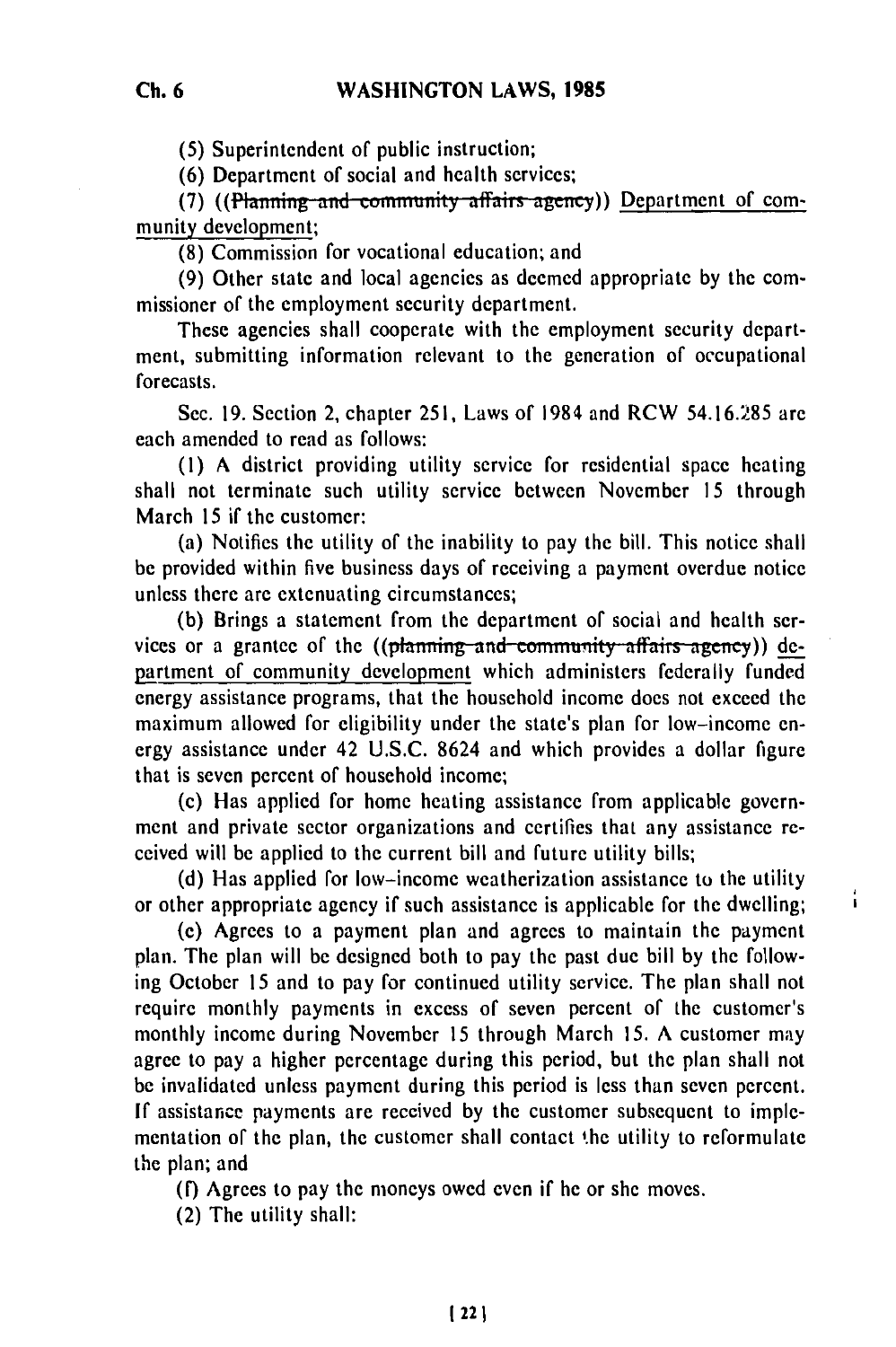(5) Superintendent of public instruction;

(6) Department of social and health services;

(7) ((~~Planning and community affairs agency~~)) Department of community development;

(8) Commission for vocational education; and

(9) Other state and local agencies as deemed appropriate by the commissioner of the employment security department.

These agencies shall cooperate with the employment security department, submitting information relevant to the generation of occupational forecasts.

Sec. 19. Section 2, chapter 251, Laws of 1984 and RCW 54.16.285 are each amended to read as follows:

(1) A district providing utility service for residential space heating shall not terminate such utility service between November 15 through March 15 if the customer:

(a) Notifies the utility of the inability to pay the bill. This notice shall be provided within five business days of receiving a payment overdue notice unless there are extenuating circumstances;

(b) Brings a statement from the department of social and health services or a grantee of the ((~~planning and community affairs agency~~)) department of community development which administers federally funded energy assistance programs, that the household income does not exceed the maximum allowed for eligibility under the state's plan for low-income energy assistance under 42 U.S.C. 8624 and which provides a dollar figure that is seven percent of household income;

(c) Has applied for home heating assistance from applicable government and private sector organizations and certifies that any assistance received will be applied to the current bill and future utility bills;

(d) Has applied for low-income weatherization assistance to the utility or other appropriate agency if such assistance is applicable for the dwelling;

(e) Agrees to a payment plan and agrees to maintain the payment plan. The plan will be designed both to pay the past due bill by the following October 15 and to pay for continued utility service. The plan shall not require monthly payments in excess of seven percent of the customer's monthly income during November 15 through March 15. A customer may agree to pay a higher percentage during this period, but the plan shall not be invalidated unless payment during this period is less than seven percent. If assistance payments are received by the customer subsequent to implementation of the plan, the customer shall contact the utility to reformulate the plan; and

(f) Agrees to pay the moneys owed even if he or she moves.

(2) The utility shall: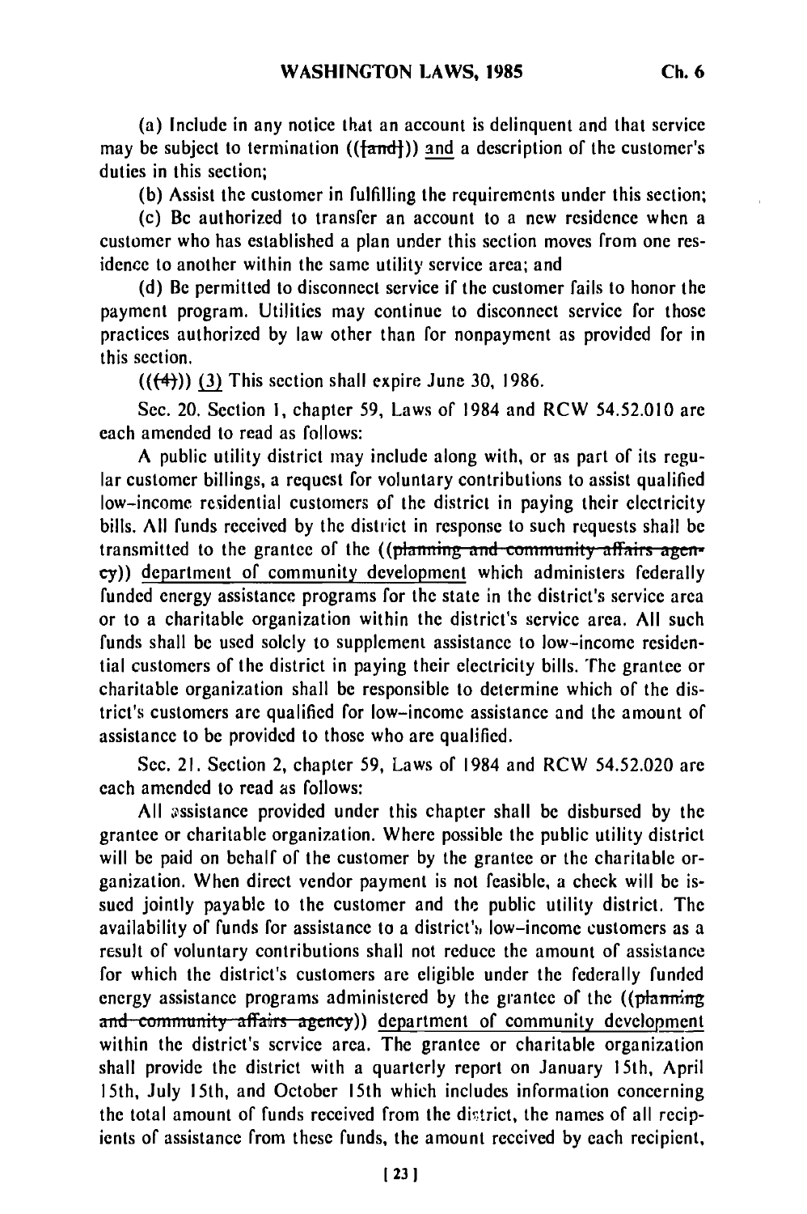(a) Include in any notice that an account is delinquent and that service may be subject to termination (([and])) and a description of the customer's duties in this section;

(b) Assist the customer in fulfilling the requirements under this section;

(c) Be authorized to transfer an account to a new residence when a customer who has established a plan under this section moves from one residence to another within the same utility service area; and

(d) Be permitted to disconnect service if the customer fails to honor the payment program. Utilities may continue to disconnect service for those practices authorized by law other than for nonpayment as provided for in this section.

(((4))) (3) This section shall expire June 30, 1986.

Sec. 20. Section 1, chapter 59, Laws of 1984 and RCW 54.52.010 are each amended to read as follows:

A public utility district may include along with, or as part of its regular customer billings, a request for voluntary contributions to assist qualified low-income residential customers of the district in paying their electricity bills. All funds received by the district in response to such requests shall be transmitted to the grantee of the ((planning and community affairs agency)) department of community development which administers federally funded energy assistance programs for the state in the district's service area or to a charitable organization within the district's service area. All such funds shall be used solely to supplement assistance to low-income residential customers of the district in paying their electricity bills. The grantee or charitable organization shall be responsible to determine which of the district's customers are qualified for low-income assistance and the amount of assistance to be provided to those who are qualified.

Sec. 21. Section 2, chapter 59, Laws of 1984 and RCW 54.52.020 are each amended to read as follows:

All assistance provided under this chapter shall be disbursed by the grantee or charitable organization. Where possible the public utility district will be paid on behalf of the customer by the grantee or the charitable organization. When direct vendor payment is not feasible, a check will be issued jointly payable to the customer and the public utility district. The availability of funds for assistance to a district's low-income customers as a result of voluntary contributions shall not reduce the amount of assistance for which the district's customers are eligible under the federally funded energy assistance programs administered by the grantee of the ((planning and community affairs agency)) department of community development within the district's service area. The grantee or charitable organization shall provide the district with a quarterly report on January 15th, April 15th, July 15th, and October 15th which includes information concerning the total amount of funds received from the district, the names of all recipients of assistance from these funds, the amount received by each recipient,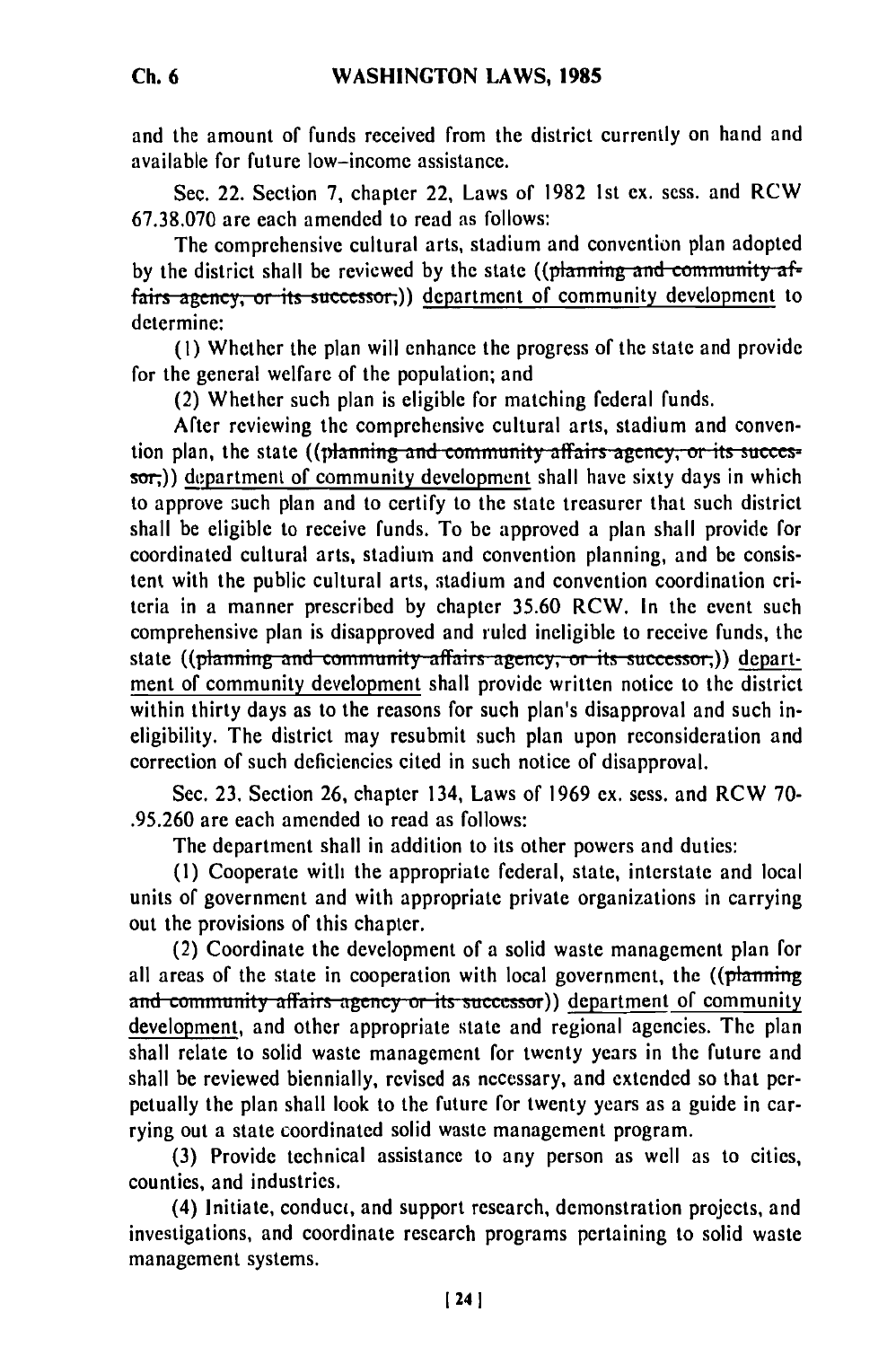and the amount of funds received from the district currently on hand and available for future low-income assistance.

Sec. 22. Section 7, chapter 22, Laws of 1982 1st ex. sess. and RCW 67.38.070 are each amended to read as follows:

The comprehensive cultural arts, stadium and convention plan adopted by the district shall be reviewed by the state ((~~planning and community affairs agency, or its successor,~~)) department of community development to determine:

(1) Whether the plan will enhance the progress of the state and provide for the general welfare of the population; and

(2) Whether such plan is eligible for matching federal funds.

After reviewing the comprehensive cultural arts, stadium and convention plan, the state ((~~planning and community affairs agency, or its successor,~~)) department of community development shall have sixty days in which to approve such plan and to certify to the state treasurer that such district shall be eligible to receive funds. To be approved a plan shall provide for coordinated cultural arts, stadium and convention planning, and be consistent with the public cultural arts, stadium and convention coordination criteria in a manner prescribed by chapter 35.60 RCW. In the event such comprehensive plan is disapproved and ruled ineligible to receive funds, the state ((~~planning and community affairs agency, or its successor,~~)) department of community development shall provide written notice to the district within thirty days as to the reasons for such plan's disapproval and such ineligibility. The district may resubmit such plan upon reconsideration and correction of such deficiencies cited in such notice of disapproval.

Sec. 23. Section 26, chapter 134, Laws of 1969 ex. sess. and RCW 70.95.260 are each amended to read as follows:

The department shall in addition to its other powers and duties:

(1) Cooperate with the appropriate federal, state, interstate and local units of government and with appropriate private organizations in carrying out the provisions of this chapter.

(2) Coordinate the development of a solid waste management plan for all areas of the state in cooperation with local government, the ((~~planning and community affairs agency or its successor~~)) department of community development, and other appropriate state and regional agencies. The plan shall relate to solid waste management for twenty years in the future and shall be reviewed biennially, revised as necessary, and extended so that perpetually the plan shall look to the future for twenty years as a guide in carrying out a state coordinated solid waste management program.

(3) Provide technical assistance to any person as well as to cities, counties, and industries.

(4) Initiate, conduct, and support research, demonstration projects, and investigations, and coordinate research programs pertaining to solid waste management systems.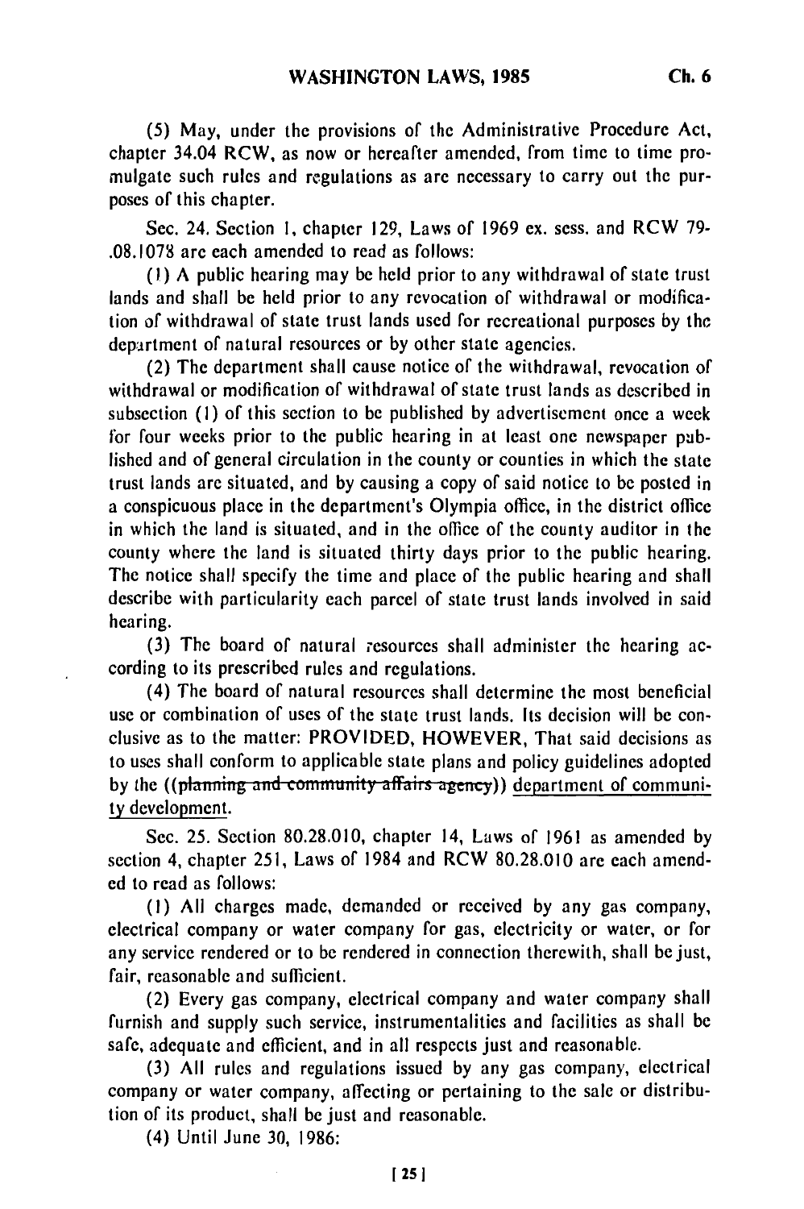(5) May, under the provisions of the Administrative Procedure Act, chapter 34.04 RCW, as now or hereafter amended, from time to time promulgate such rules and regulations as are necessary to carry out the purposes of this chapter.

Sec. 24. Section 1, chapter 129, Laws of 1969 ex. sess. and RCW 79-.08.1078 are each amended to read as follows:

(1) A public hearing may be held prior to any withdrawal of state trust lands and shall be held prior to any revocation of withdrawal or modification of withdrawal of state trust lands used for recreational purposes by the department of natural resources or by other state agencies.

(2) The department shall cause notice of the withdrawal, revocation of withdrawal or modification of withdrawal of state trust lands as described in subsection (1) of this section to be published by advertisement once a week for four weeks prior to the public hearing in at least one newspaper published and of general circulation in the county or counties in which the state trust lands are situated, and by causing a copy of said notice to be posted in a conspicuous place in the department's Olympia office, in the district office in which the land is situated, and in the office of the county auditor in the county where the land is situated thirty days prior to the public hearing. The notice shall specify the time and place of the public hearing and shall describe with particularity each parcel of state trust lands involved in said hearing.

(3) The board of natural resources shall administer the hearing according to its prescribed rules and regulations.

(4) The board of natural resources shall determine the most beneficial use or combination of uses of the state trust lands. Its decision will be conclusive as to the matter: PROVIDED, HOWEVER, That said decisions as to uses shall conform to applicable state plans and policy guidelines adopted by the ((~~planning and community affairs agency~~)) department of community development.

Sec. 25. Section 80.28.010, chapter 14, Laws of 1961 as amended by section 4, chapter 251, Laws of 1984 and RCW 80.28.010 are each amended to read as follows:

(1) All charges made, demanded or received by any gas company, electrical company or water company for gas, electricity or water, or for any service rendered or to be rendered in connection therewith, shall be just, fair, reasonable and sufficient.

(2) Every gas company, electrical company and water company shall furnish and supply such service, instrumentalities and facilities as shall be safe, adequate and efficient, and in all respects just and reasonable.

(3) All rules and regulations issued by any gas company, electrical company or water company, affecting or pertaining to the sale or distribution of its product, shall be just and reasonable.

(4) Until June 30, 1986: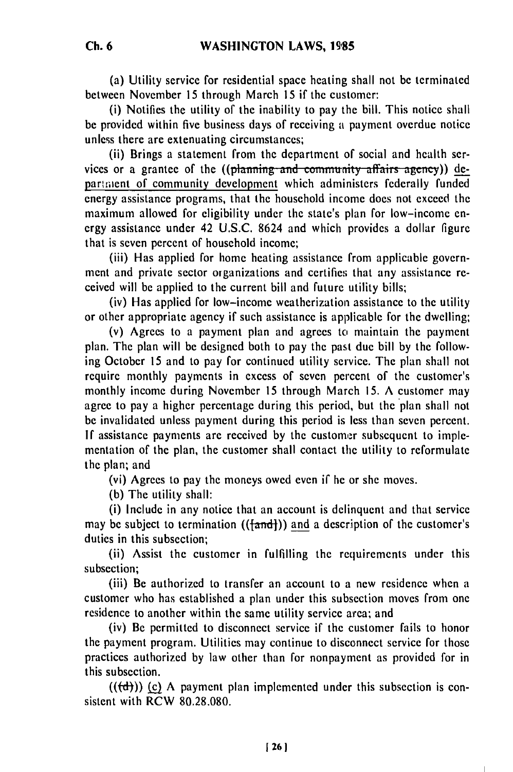(a) Utility service for residential space heating shall not be terminated between November 15 through March 15 if the customer:

(i) Notifies the utility of the inability to pay the bill. This notice shall be provided within five business days of receiving a payment overdue notice unless there are extenuating circumstances;

(ii) Brings a statement from the department of social and health services or a grantee of the ((~~planning and community affairs agency~~)) department of community development which administers federally funded energy assistance programs, that the household income does not exceed the maximum allowed for eligibility under the state's plan for low-income energy assistance under 42 U.S.C. 8624 and which provides a dollar figure that is seven percent of household income;

(iii) Has applied for home heating assistance from applicable government and private sector organizations and certifies that any assistance received will be applied to the current bill and future utility bills;

(iv) Has applied for low-income weatherization assistance to the utility or other appropriate agency if such assistance is applicable for the dwelling;

(v) Agrees to a payment plan and agrees to maintain the payment plan. The plan will be designed both to pay the past due bill by the following October 15 and to pay for continued utility service. The plan shall not require monthly payments in excess of seven percent of the customer's monthly income during November 15 through March 15. A customer may agree to pay a higher percentage during this period, but the plan shall not be invalidated unless payment during this period is less than seven percent. If assistance payments are received by the customer subsequent to implementation of the plan, the customer shall contact the utility to reformulate the plan; and

(vi) Agrees to pay the moneys owed even if he or she moves.

(b) The utility shall:

(i) Include in any notice that an account is delinquent and that service may be subject to termination ((~~[and]~~)) and a description of the customer's duties in this subsection;

(ii) Assist the customer in fulfilling the requirements under this subsection;

(iii) Be authorized to transfer an account to a new residence when a customer who has established a plan under this subsection moves from one residence to another within the same utility service area; and

(iv) Be permitted to disconnect service if the customer fails to honor the payment program. Utilities may continue to disconnect service for those practices authorized by law other than for nonpayment as provided for in this subsection.

((~~(d)~~)) (c) A payment plan implemented under this subsection is consistent with RCW 80.28.080.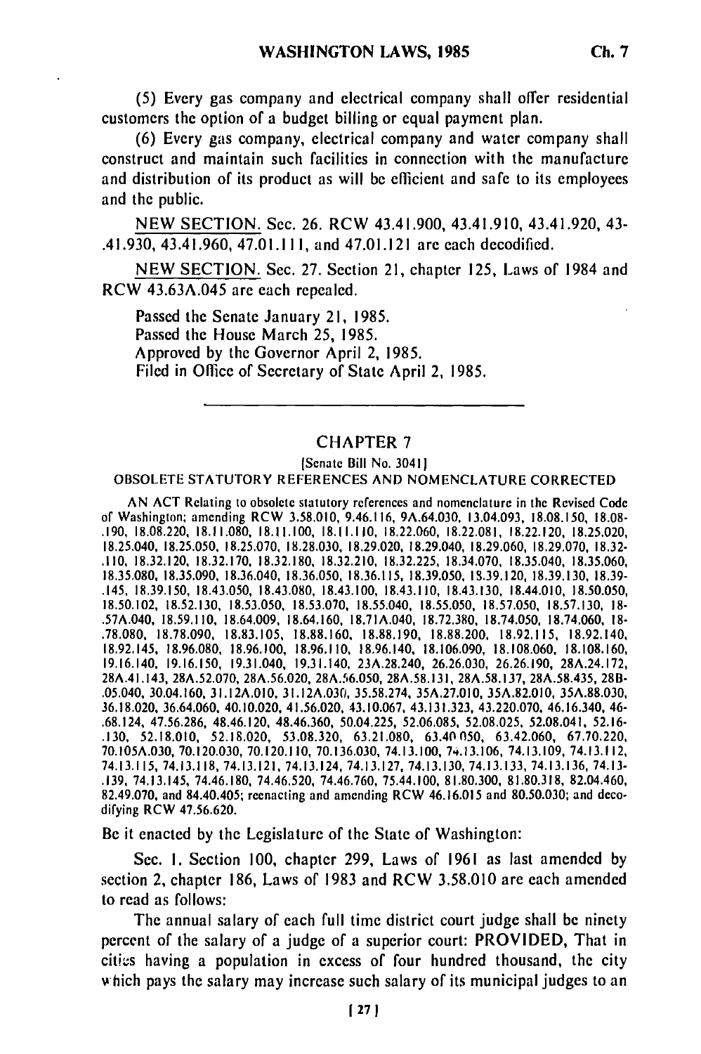(5) Every gas company and electrical company shall offer residential customers the option of a budget billing or equal payment plan.

(6) Every gas company, electrical company and water company shall construct and maintain such facilities in connection with the manufacture and distribution of its product as will be efficient and safe to its employees and the public.

NEW SECTION. Sec. 26. RCW 43.41.900, 43.41.910, 43.41.920, 43-.41.930, 43.41.960, 47.01.111, and 47.01.121 are each decodified.

NEW SECTION. Sec. 27. Section 21, chapter 125, Laws of 1984 and RCW 43.63A.045 are each repealed.

Passed the Senate January 21, 1985.
Passed the House March 25, 1985.
Approved by the Governor April 2, 1985.
Filed in Office of Secretary of State April 2, 1985.

---

## CHAPTER 7

[Senate Bill No. 3041]

OBSOLETE STATUTORY REFERENCES AND NOMENCLATURE CORRECTED

AN ACT Relating to obsolete statutory references and nomenclature in the Revised Code of Washington; amending RCW 3.58.010, 9.46.116, 9A.64.030, 13.04.093, 18.08.150, 18.08-.190, 18.08.220, 18.11.080, 18.11.100, 18.11.110, 18.22.060, 18.22.081, 18.22.120, 18.25.020, 18.25.040, 18.25.050, 18.25.070, 18.28.030, 18.29.020, 18.29.040, 18.29.060, 18.29.070, 18.32-.110, 18.32.120, 18.32.170, 18.32.180, 18.32.210, 18.32.225, 18.34.070, 18.35.040, 18.35.060, 18.35.080, 18.35.090, 18.36.040, 18.36.050, 18.36.115, 18.39.050, 18.39.120, 18.39.130, 18.39-.145, 18.39.150, 18.43.050, 18.43.080, 18.43.100, 18.43.110, 18.43.130, 18.44.010, 18.50.050, 18.50.102, 18.52.130, 18.53.050, 18.53.070, 18.55.040, 18.55.050, 18.57.050, 18.57.130, 18-.57A.040, 18.59.110, 18.64.009, 18.64.160, 18.71A.040, 18.72.380, 18.74.050, 18.74.060, 18-.78.080, 18.78.090, 18.83.105, 18.88.160, 18.88.190, 18.88.200, 18.92.115, 18.92.140, 18.92.145, 18.96.080, 18.96.100, 18.96.110, 18.96.140, 18.106.090, 18.108.060, 18.108.160, 19.16.140, 19.16.150, 19.31.040, 19.31.140, 23A.28.240, 26.26.030, 26.26.190, 28A.24.172, 28A.41.143, 28A.52.070, 28A.56.020, 28A.56.050, 28A.58.131, 28A.58.137, 28A.58.435, 28B-.05.040, 30.04.160, 31.12A.010, 31.12A.030, 35.58.274, 35A.27.010, 35A.82.010, 35A.88.030, 36.18.020, 36.64.060, 40.10.020, 41.56.020, 43.10.067, 43.131.323, 43.220.070, 46.16.340, 46-.68.124, 47.56.286, 48.46.120, 48.46.360, 50.04.225, 52.06.085, 52.08.025, 52.08.041, 52.16-.130, 52.18.010, 52.18.020, 53.08.320, 63.21.080, 63.40.050, 63.42.060, 67.70.220, 70.105A.030, 70.120.030, 70.120.110, 70.136.030, 74.13.100, 74.13.106, 74.13.109, 74.13.112, 74.13.115, 74.13.118, 74.13.121, 74.13.124, 74.13.127, 74.13.130, 74.13.133, 74.13.136, 74.13-.139, 74.13.145, 74.46.180, 74.46.520, 74.46.760, 75.44.100, 81.80.300, 81.80.318, 82.04.460, 82.49.070, and 84.40.405; reenacting and amending RCW 46.16.015 and 80.50.030; and decodifying RCW 47.56.620.

Be it enacted by the Legislature of the State of Washington:

Sec. 1. Section 100, chapter 299, Laws of 1961 as last amended by section 2, chapter 186, Laws of 1983 and RCW 3.58.010 are each amended to read as follows:

The annual salary of each full time district court judge shall be ninety percent of the salary of a judge of a superior court: PROVIDED, That in cities having a population in excess of four hundred thousand, the city which pays the salary may increase such salary of its municipal judges to an